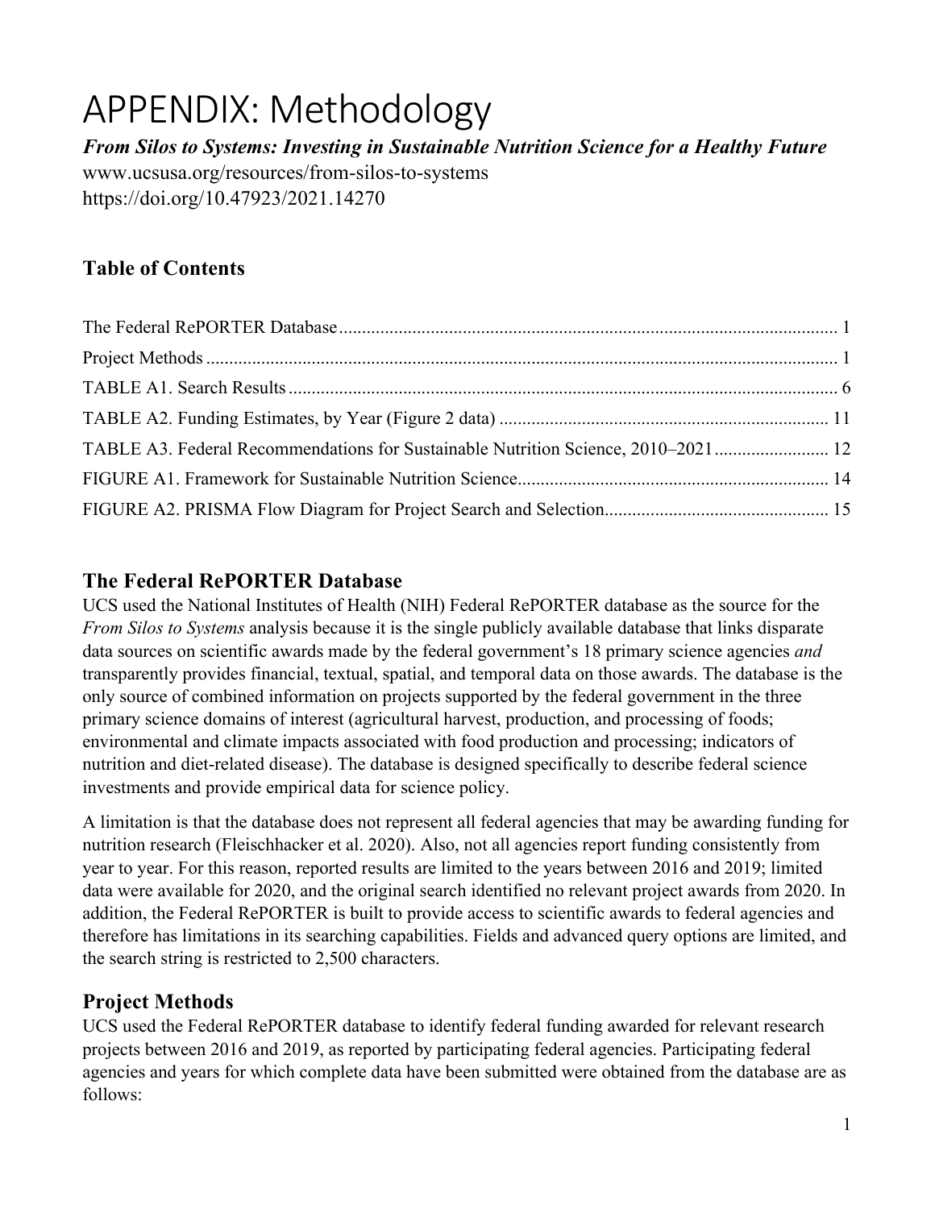# APPENDIX: Methodology

***From Silos to Systems: Investing in Sustainable Nutrition Science for a Healthy Future***

www.ucsusa.org/resources/from-silos-to-systems

https://doi.org/10.47923/2021.14270

## Table of Contents

- The Federal RePORTER Database ........ 1
- Project Methods ........ 1
- TABLE A1. Search Results ........ 6
- TABLE A2. Funding Estimates, by Year (Figure 2 data) ........ 11
- TABLE A3. Federal Recommendations for Sustainable Nutrition Science, 2010–2021 ........ 12
- FIGURE A1. Framework for Sustainable Nutrition Science ........ 14
- FIGURE A2. PRISMA Flow Diagram for Project Search and Selection ........ 15

## The Federal RePORTER Database

UCS used the National Institutes of Health (NIH) Federal RePORTER database as the source for the *From Silos to Systems* analysis because it is the single publicly available database that links disparate data sources on scientific awards made by the federal government's 18 primary science agencies *and* transparently provides financial, textual, spatial, and temporal data on those awards. The database is the only source of combined information on projects supported by the federal government in the three primary science domains of interest (agricultural harvest, production, and processing of foods; environmental and climate impacts associated with food production and processing; indicators of nutrition and diet-related disease). The database is designed specifically to describe federal science investments and provide empirical data for science policy.

A limitation is that the database does not represent all federal agencies that may be awarding funding for nutrition research (Fleischhacker et al. 2020). Also, not all agencies report funding consistently from year to year. For this reason, reported results are limited to the years between 2016 and 2019; limited data were available for 2020, and the original search identified no relevant project awards from 2020. In addition, the Federal RePORTER is built to provide access to scientific awards to federal agencies and therefore has limitations in its searching capabilities. Fields and advanced query options are limited, and the search string is restricted to 2,500 characters.

## Project Methods

UCS used the Federal RePORTER database to identify federal funding awarded for relevant research projects between 2016 and 2019, as reported by participating federal agencies. Participating federal agencies and years for which complete data have been submitted were obtained from the database are as follows: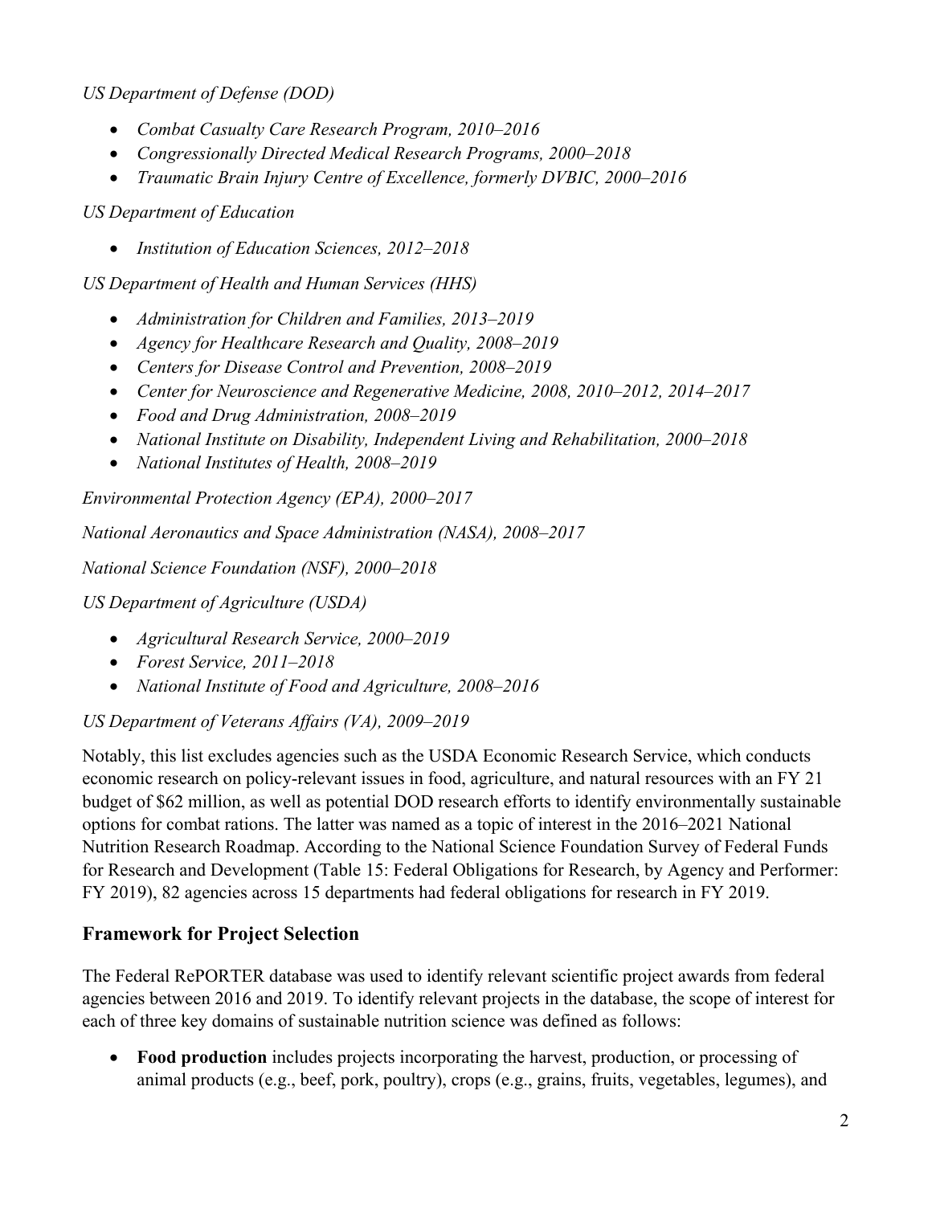*US Department of Defense (DOD)*

- *Combat Casualty Care Research Program, 2010–2016*
- *Congressionally Directed Medical Research Programs, 2000–2018*
- *Traumatic Brain Injury Centre of Excellence, formerly DVBIC, 2000–2016*

*US Department of Education*

- *Institution of Education Sciences, 2012–2018*

*US Department of Health and Human Services (HHS)*

- *Administration for Children and Families, 2013–2019*
- *Agency for Healthcare Research and Quality, 2008–2019*
- *Centers for Disease Control and Prevention, 2008–2019*
- *Center for Neuroscience and Regenerative Medicine, 2008, 2010–2012, 2014–2017*
- *Food and Drug Administration, 2008–2019*
- *National Institute on Disability, Independent Living and Rehabilitation, 2000–2018*
- *National Institutes of Health, 2008–2019*

*Environmental Protection Agency (EPA), 2000–2017*

*National Aeronautics and Space Administration (NASA), 2008–2017*

*National Science Foundation (NSF), 2000–2018*

*US Department of Agriculture (USDA)*

- *Agricultural Research Service, 2000–2019*
- *Forest Service, 2011–2018*
- *National Institute of Food and Agriculture, 2008–2016*

*US Department of Veterans Affairs (VA), 2009–2019*

Notably, this list excludes agencies such as the USDA Economic Research Service, which conducts economic research on policy-relevant issues in food, agriculture, and natural resources with an FY 21 budget of $62 million, as well as potential DOD research efforts to identify environmentally sustainable options for combat rations. The latter was named as a topic of interest in the 2016–2021 National Nutrition Research Roadmap. According to the National Science Foundation Survey of Federal Funds for Research and Development (Table 15: Federal Obligations for Research, by Agency and Performer: FY 2019), 82 agencies across 15 departments had federal obligations for research in FY 2019.

## Framework for Project Selection

The Federal RePORTER database was used to identify relevant scientific project awards from federal agencies between 2016 and 2019. To identify relevant projects in the database, the scope of interest for each of three key domains of sustainable nutrition science was defined as follows:

- **Food production** includes projects incorporating the harvest, production, or processing of animal products (e.g., beef, pork, poultry), crops (e.g., grains, fruits, vegetables, legumes), and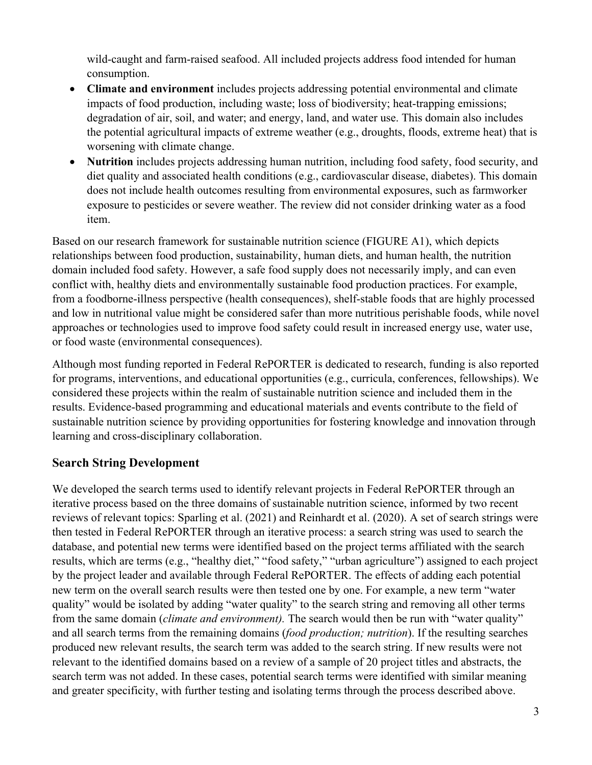wild-caught and farm-raised seafood. All included projects address food intended for human consumption.

- **Climate and environment** includes projects addressing potential environmental and climate impacts of food production, including waste; loss of biodiversity; heat-trapping emissions; degradation of air, soil, and water; and energy, land, and water use. This domain also includes the potential agricultural impacts of extreme weather (e.g., droughts, floods, extreme heat) that is worsening with climate change.
- **Nutrition** includes projects addressing human nutrition, including food safety, food security, and diet quality and associated health conditions (e.g., cardiovascular disease, diabetes). This domain does not include health outcomes resulting from environmental exposures, such as farmworker exposure to pesticides or severe weather. The review did not consider drinking water as a food item.

Based on our research framework for sustainable nutrition science (FIGURE A1), which depicts relationships between food production, sustainability, human diets, and human health, the nutrition domain included food safety. However, a safe food supply does not necessarily imply, and can even conflict with, healthy diets and environmentally sustainable food production practices. For example, from a foodborne-illness perspective (health consequences), shelf-stable foods that are highly processed and low in nutritional value might be considered safer than more nutritious perishable foods, while novel approaches or technologies used to improve food safety could result in increased energy use, water use, or food waste (environmental consequences).

Although most funding reported in Federal RePORTER is dedicated to research, funding is also reported for programs, interventions, and educational opportunities (e.g., curricula, conferences, fellowships). We considered these projects within the realm of sustainable nutrition science and included them in the results. Evidence-based programming and educational materials and events contribute to the field of sustainable nutrition science by providing opportunities for fostering knowledge and innovation through learning and cross-disciplinary collaboration.

## Search String Development

We developed the search terms used to identify relevant projects in Federal RePORTER through an iterative process based on the three domains of sustainable nutrition science, informed by two recent reviews of relevant topics: Sparling et al. (2021) and Reinhardt et al. (2020). A set of search strings were then tested in Federal RePORTER through an iterative process: a search string was used to search the database, and potential new terms were identified based on the project terms affiliated with the search results, which are terms (e.g., "healthy diet," "food safety," "urban agriculture") assigned to each project by the project leader and available through Federal RePORTER. The effects of adding each potential new term on the overall search results were then tested one by one. For example, a new term "water quality" would be isolated by adding "water quality" to the search string and removing all other terms from the same domain (*climate and environment).* The search would then be run with "water quality" and all search terms from the remaining domains (*food production; nutrition*). If the resulting searches produced new relevant results, the search term was added to the search string. If new results were not relevant to the identified domains based on a review of a sample of 20 project titles and abstracts, the search term was not added. In these cases, potential search terms were identified with similar meaning and greater specificity, with further testing and isolating terms through the process described above.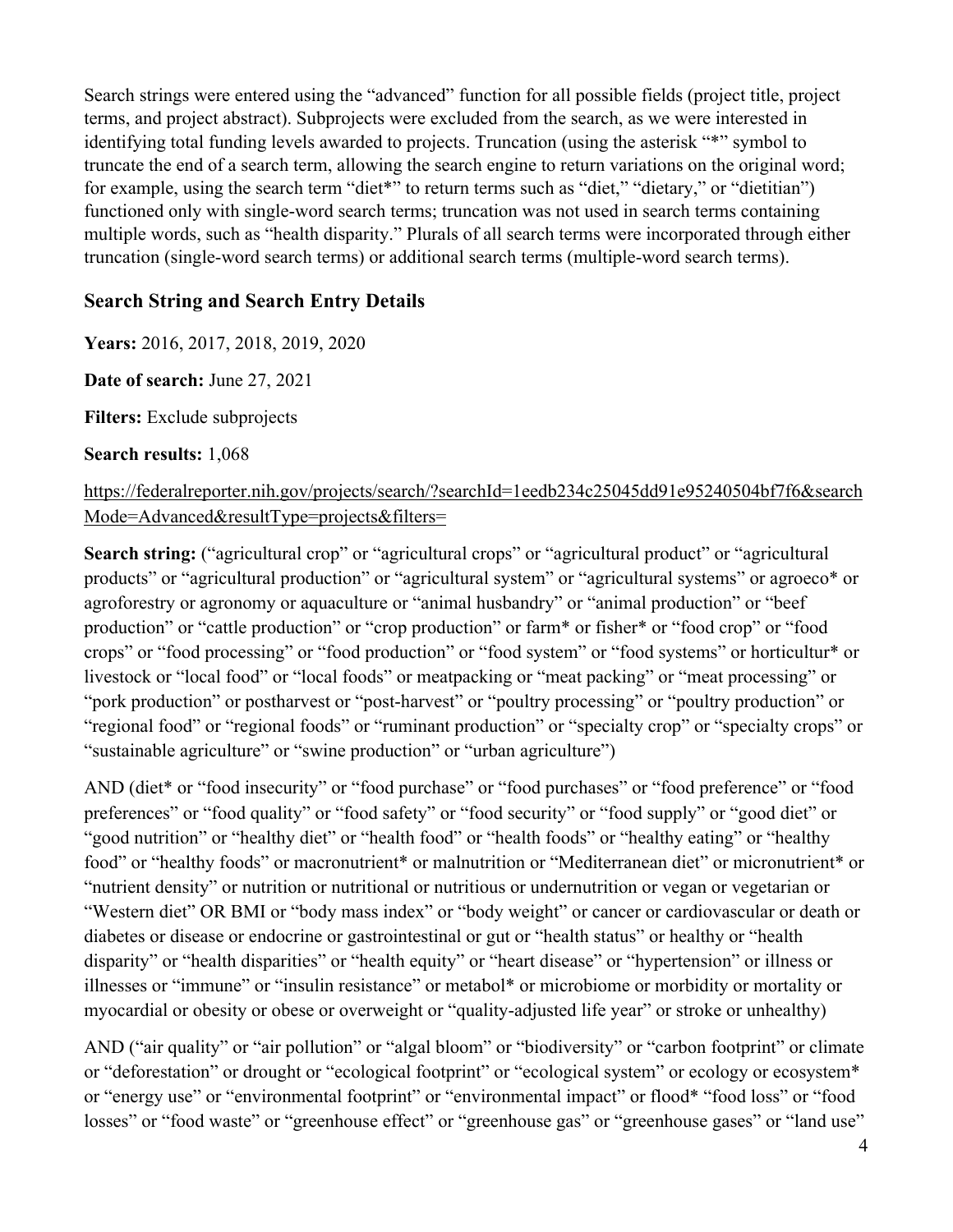Search strings were entered using the "advanced" function for all possible fields (project title, project terms, and project abstract). Subprojects were excluded from the search, as we were interested in identifying total funding levels awarded to projects. Truncation (using the asterisk "*" symbol to truncate the end of a search term, allowing the search engine to return variations on the original word; for example, using the search term "diet*" to return terms such as "diet," "dietary," or "dietitian") functioned only with single-word search terms; truncation was not used in search terms containing multiple words, such as "health disparity." Plurals of all search terms were incorporated through either truncation (single-word search terms) or additional search terms (multiple-word search terms).

### Search String and Search Entry Details

**Years:** 2016, 2017, 2018, 2019, 2020

**Date of search:** June 27, 2021

**Filters:** Exclude subprojects

**Search results:** 1,068

https://federalreporter.nih.gov/projects/search/?searchId=1eedb234c25045dd91e95240504bf7f6&searchMode=Advanced&resultType=projects&filters=

**Search string:** ("agricultural crop" or "agricultural crops" or "agricultural product" or "agricultural products" or "agricultural production" or "agricultural system" or "agricultural systems" or agroeco* or agroforestry or agronomy or aquaculture or "animal husbandry" or "animal production" or "beef production" or "cattle production" or "crop production" or farm* or fisher* or "food crop" or "food crops" or "food processing" or "food production" or "food system" or "food systems" or horticultur* or livestock or "local food" or "local foods" or meatpacking or "meat packing" or "meat processing" or "pork production" or postharvest or "post-harvest" or "poultry processing" or "poultry production" or "regional food" or "regional foods" or "ruminant production" or "specialty crop" or "specialty crops" or "sustainable agriculture" or "swine production" or "urban agriculture")

AND (diet* or "food insecurity" or "food purchase" or "food purchases" or "food preference" or "food preferences" or "food quality" or "food safety" or "food security" or "food supply" or "good diet" or "good nutrition" or "healthy diet" or "health food" or "health foods" or "healthy eating" or "healthy food" or "healthy foods" or macronutrient* or malnutrition or "Mediterranean diet" or micronutrient* or "nutrient density" or nutrition or nutritional or nutritious or undernutrition or vegan or vegetarian or "Western diet" OR BMI or "body mass index" or "body weight" or cancer or cardiovascular or death or diabetes or disease or endocrine or gastrointestinal or gut or "health status" or healthy or "health disparity" or "health disparities" or "health equity" or "heart disease" or "hypertension" or illness or illnesses or "immune" or "insulin resistance" or metabol* or microbiome or morbidity or mortality or myocardial or obesity or obese or overweight or "quality-adjusted life year" or stroke or unhealthy)

AND ("air quality" or "air pollution" or "algal bloom" or "biodiversity" or "carbon footprint" or climate or "deforestation" or drought or "ecological footprint" or "ecological system" or ecology or ecosystem* or "energy use" or "environmental footprint" or "environmental impact" or flood* "food loss" or "food losses" or "food waste" or "greenhouse effect" or "greenhouse gas" or "greenhouse gases" or "land use"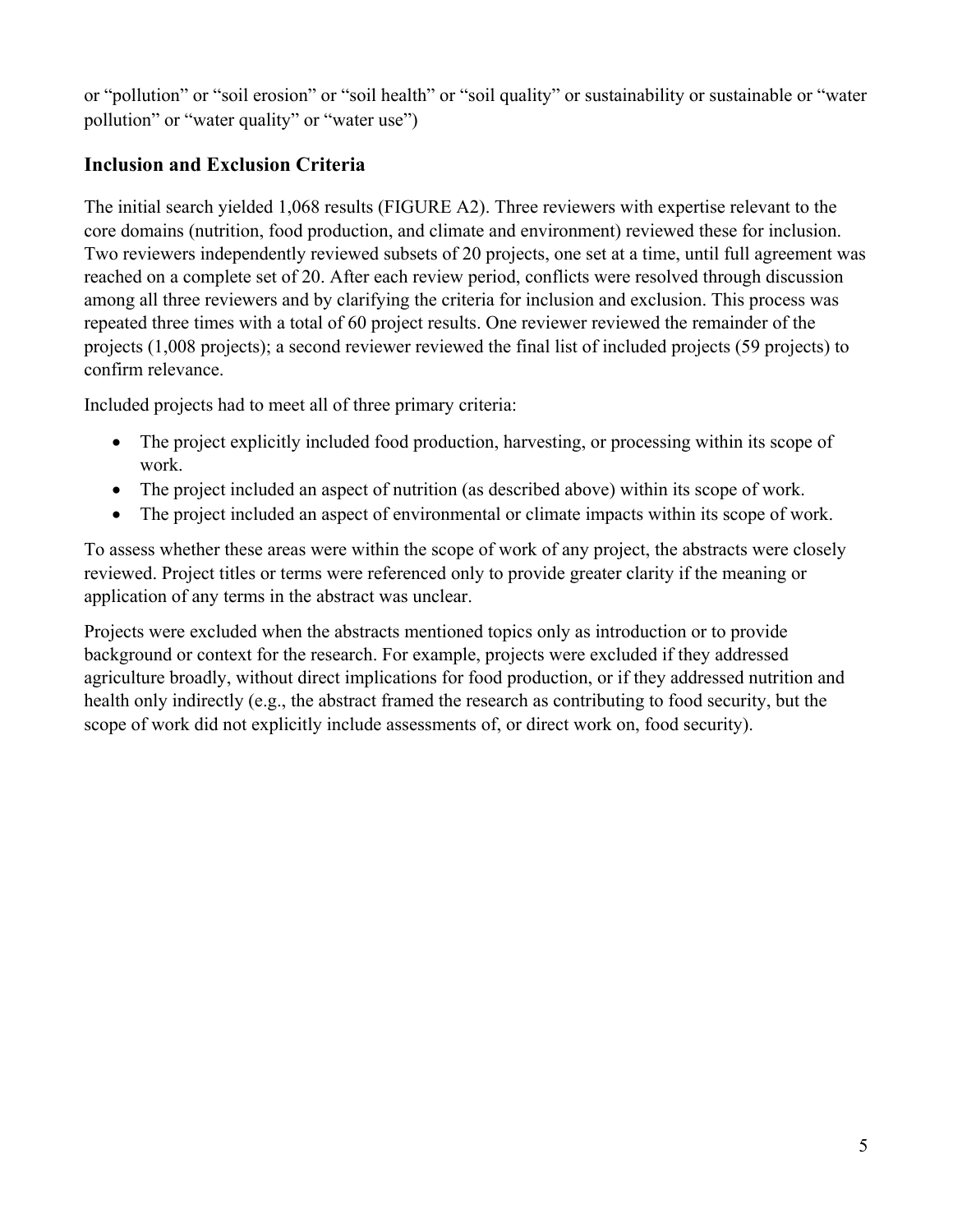or "pollution" or "soil erosion" or "soil health" or "soil quality" or sustainability or sustainable or "water pollution" or "water quality" or "water use")

## Inclusion and Exclusion Criteria

The initial search yielded 1,068 results (FIGURE A2). Three reviewers with expertise relevant to the core domains (nutrition, food production, and climate and environment) reviewed these for inclusion. Two reviewers independently reviewed subsets of 20 projects, one set at a time, until full agreement was reached on a complete set of 20. After each review period, conflicts were resolved through discussion among all three reviewers and by clarifying the criteria for inclusion and exclusion. This process was repeated three times with a total of 60 project results. One reviewer reviewed the remainder of the projects (1,008 projects); a second reviewer reviewed the final list of included projects (59 projects) to confirm relevance.

Included projects had to meet all of three primary criteria:

- The project explicitly included food production, harvesting, or processing within its scope of work.
- The project included an aspect of nutrition (as described above) within its scope of work.
- The project included an aspect of environmental or climate impacts within its scope of work.

To assess whether these areas were within the scope of work of any project, the abstracts were closely reviewed. Project titles or terms were referenced only to provide greater clarity if the meaning or application of any terms in the abstract was unclear.

Projects were excluded when the abstracts mentioned topics only as introduction or to provide background or context for the research. For example, projects were excluded if they addressed agriculture broadly, without direct implications for food production, or if they addressed nutrition and health only indirectly (e.g., the abstract framed the research as contributing to food security, but the scope of work did not explicitly include assessments of, or direct work on, food security).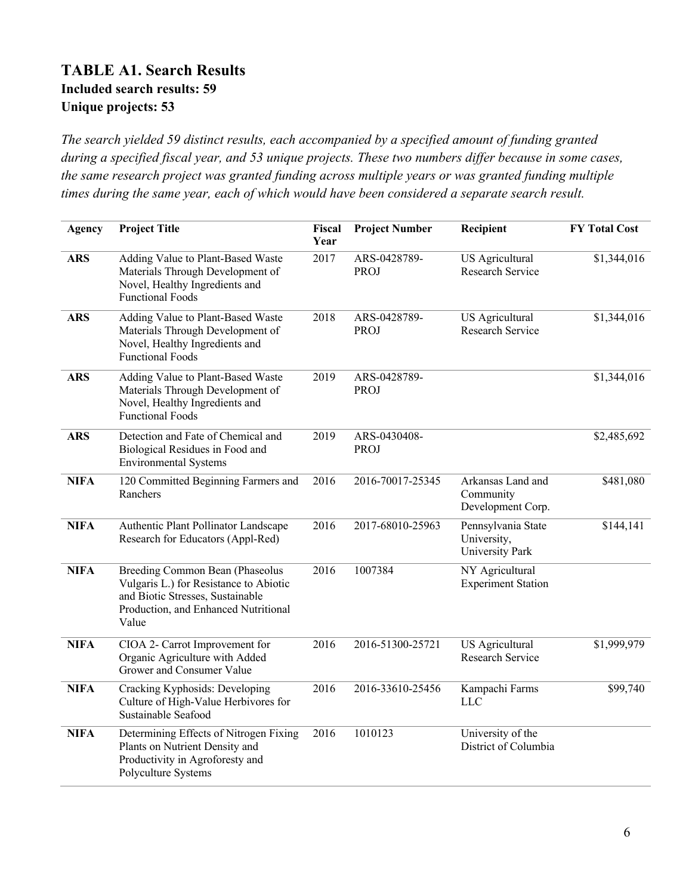## TABLE A1. Search Results

**Included search results: 59**

**Unique projects: 53**

*The search yielded 59 distinct results, each accompanied by a specified amount of funding granted during a specified fiscal year, and 53 unique projects. These two numbers differ because in some cases, the same research project was granted funding across multiple years or was granted funding multiple times during the same year, each of which would have been considered a separate search result.*

| Agency | Project Title | Fiscal Year | Project Number | Recipient | FY Total Cost |
|---|---|---|---|---|---|
| **ARS** | Adding Value to Plant-Based Waste Materials Through Development of Novel, Healthy Ingredients and Functional Foods | 2017 | ARS-0428789-PROJ | US Agricultural Research Service | $1,344,016 |
| **ARS** | Adding Value to Plant-Based Waste Materials Through Development of Novel, Healthy Ingredients and Functional Foods | 2018 | ARS-0428789-PROJ | US Agricultural Research Service | $1,344,016 |
| **ARS** | Adding Value to Plant-Based Waste Materials Through Development of Novel, Healthy Ingredients and Functional Foods | 2019 | ARS-0428789-PROJ | | $1,344,016 |
| **ARS** | Detection and Fate of Chemical and Biological Residues in Food and Environmental Systems | 2019 | ARS-0430408-PROJ | | $2,485,692 |
| **NIFA** | 120 Committed Beginning Farmers and Ranchers | 2016 | 2016-70017-25345 | Arkansas Land and Community Development Corp. | $481,080 |
| **NIFA** | Authentic Plant Pollinator Landscape Research for Educators (Appl-Red) | 2016 | 2017-68010-25963 | Pennsylvania State University, University Park | $144,141 |
| **NIFA** | Breeding Common Bean (Phaseolus Vulgaris L.) for Resistance to Abiotic and Biotic Stresses, Sustainable Production, and Enhanced Nutritional Value | 2016 | 1007384 | NY Agricultural Experiment Station | |
| **NIFA** | CIOA 2- Carrot Improvement for Organic Agriculture with Added Grower and Consumer Value | 2016 | 2016-51300-25721 | US Agricultural Research Service | $1,999,979 |
| **NIFA** | Cracking Kyphosids: Developing Culture of High-Value Herbivores for Sustainable Seafood | 2016 | 2016-33610-25456 | Kampachi Farms LLC | $99,740 |
| **NIFA** | Determining Effects of Nitrogen Fixing Plants on Nutrient Density and Productivity in Agroforesty and Polyculture Systems | 2016 | 1010123 | University of the District of Columbia | |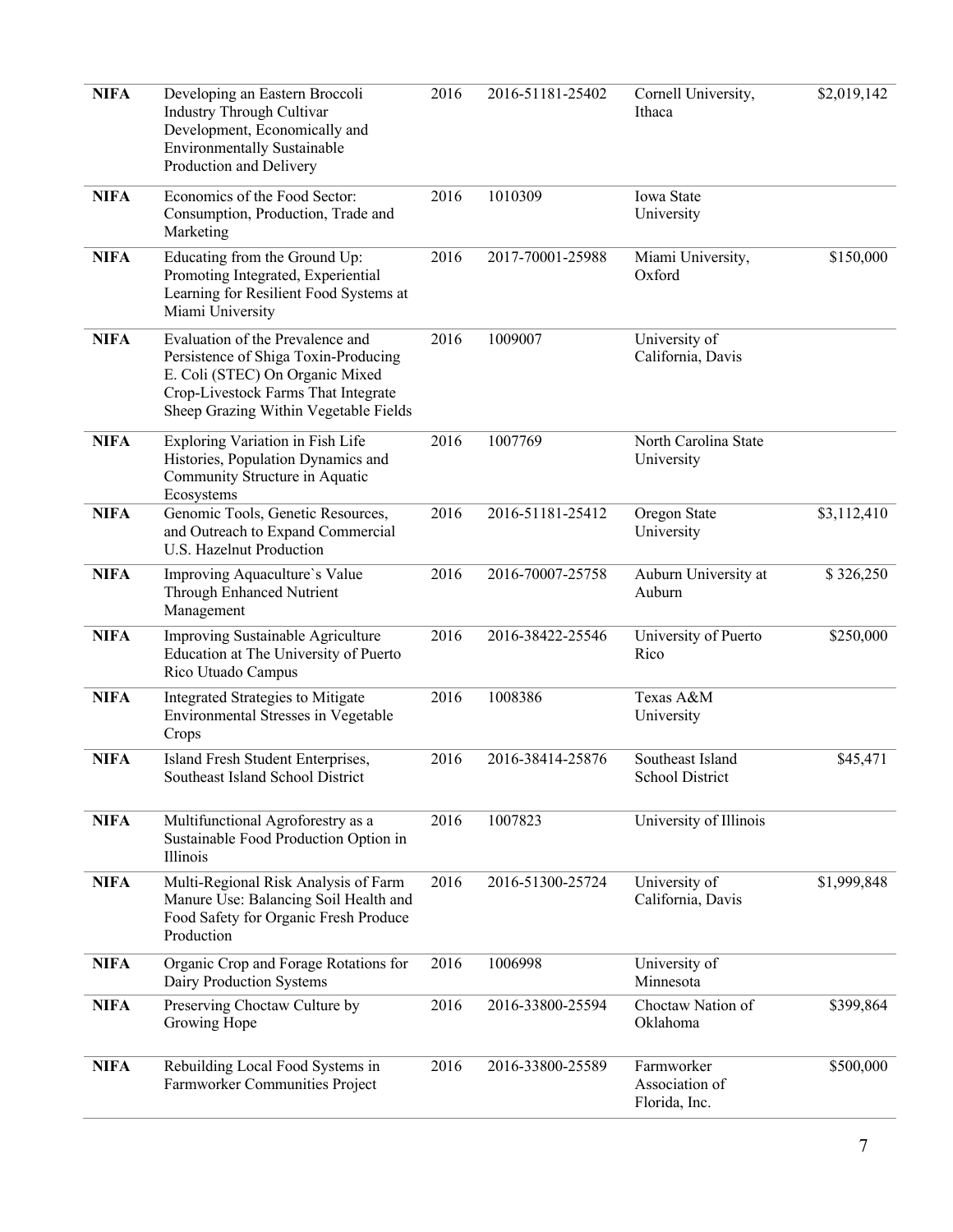| | | | | | |
|---|---|---|---|---|---|
| **NIFA** | Developing an Eastern Broccoli Industry Through Cultivar Development, Economically and Environmentally Sustainable Production and Delivery | 2016 | 2016-51181-25402 | Cornell University, Ithaca | \$2,019,142 |
| **NIFA** | Economics of the Food Sector: Consumption, Production, Trade and Marketing | 2016 | 1010309 | Iowa State University | |
| **NIFA** | Educating from the Ground Up: Promoting Integrated, Experiential Learning for Resilient Food Systems at Miami University | 2016 | 2017-70001-25988 | Miami University, Oxford | \$150,000 |
| **NIFA** | Evaluation of the Prevalence and Persistence of Shiga Toxin-Producing E. Coli (STEC) On Organic Mixed Crop-Livestock Farms That Integrate Sheep Grazing Within Vegetable Fields | 2016 | 1009007 | University of California, Davis | |
| **NIFA** | Exploring Variation in Fish Life Histories, Population Dynamics and Community Structure in Aquatic Ecosystems | 2016 | 1007769 | North Carolina State University | |
| **NIFA** | Genomic Tools, Genetic Resources, and Outreach to Expand Commercial U.S. Hazelnut Production | 2016 | 2016-51181-25412 | Oregon State University | \$3,112,410 |
| **NIFA** | Improving Aquaculture`s Value Through Enhanced Nutrient Management | 2016 | 2016-70007-25758 | Auburn University at Auburn | \$ 326,250 |
| **NIFA** | Improving Sustainable Agriculture Education at The University of Puerto Rico Utuado Campus | 2016 | 2016-38422-25546 | University of Puerto Rico | \$250,000 |
| **NIFA** | Integrated Strategies to Mitigate Environmental Stresses in Vegetable Crops | 2016 | 1008386 | Texas A&M University | |
| **NIFA** | Island Fresh Student Enterprises, Southeast Island School District | 2016 | 2016-38414-25876 | Southeast Island School District | \$45,471 |
| **NIFA** | Multifunctional Agroforestry as a Sustainable Food Production Option in Illinois | 2016 | 1007823 | University of Illinois | |
| **NIFA** | Multi-Regional Risk Analysis of Farm Manure Use: Balancing Soil Health and Food Safety for Organic Fresh Produce Production | 2016 | 2016-51300-25724 | University of California, Davis | \$1,999,848 |
| **NIFA** | Organic Crop and Forage Rotations for Dairy Production Systems | 2016 | 1006998 | University of Minnesota | |
| **NIFA** | Preserving Choctaw Culture by Growing Hope | 2016 | 2016-33800-25594 | Choctaw Nation of Oklahoma | \$399,864 |
| **NIFA** | Rebuilding Local Food Systems in Farmworker Communities Project | 2016 | 2016-33800-25589 | Farmworker Association of Florida, Inc. | \$500,000 |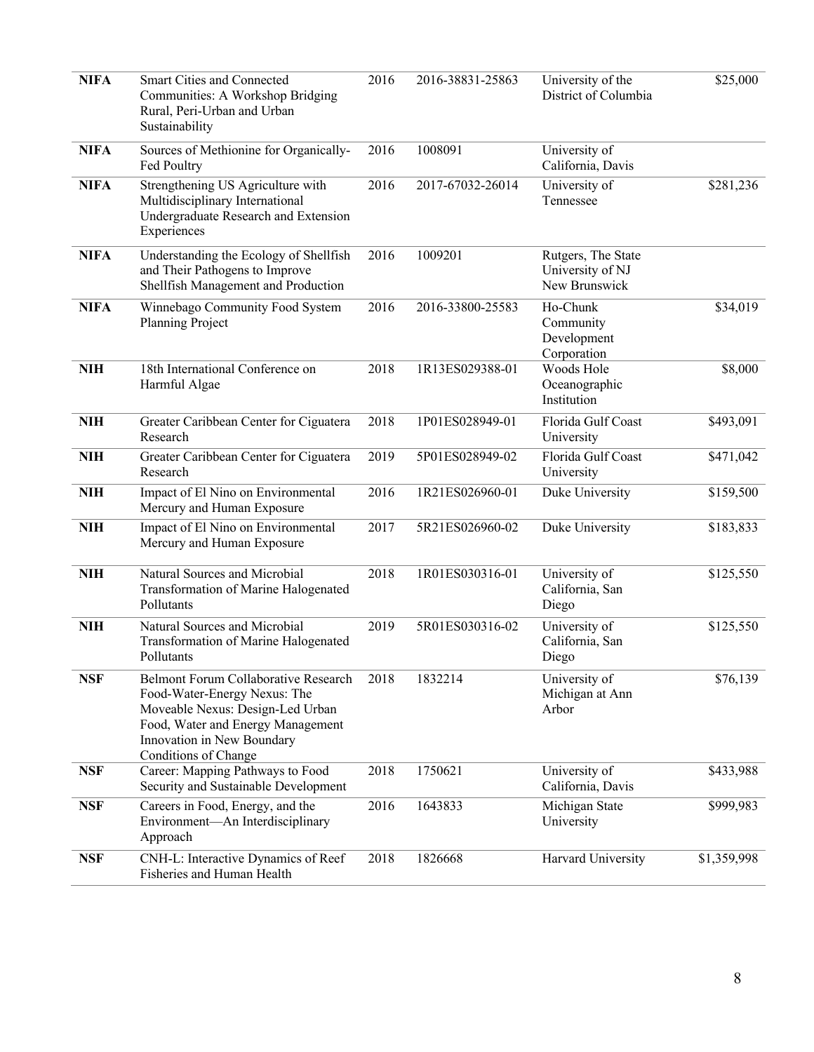| | | | | | |
|---|---|---|---|---|---|
| **NIFA** | Smart Cities and Connected Communities: A Workshop Bridging Rural, Peri-Urban and Urban Sustainability | 2016 | 2016-38831-25863 | University of the District of Columbia | $25,000 |
| **NIFA** | Sources of Methionine for Organically-Fed Poultry | 2016 | 1008091 | University of California, Davis | |
| **NIFA** | Strengthening US Agriculture with Multidisciplinary International Undergraduate Research and Extension Experiences | 2016 | 2017-67032-26014 | University of Tennessee | $281,236 |
| **NIFA** | Understanding the Ecology of Shellfish and Their Pathogens to Improve Shellfish Management and Production | 2016 | 1009201 | Rutgers, The State University of NJ New Brunswick | |
| **NIFA** | Winnebago Community Food System Planning Project | 2016 | 2016-33800-25583 | Ho-Chunk Community Development Corporation | $34,019 |
| **NIH** | 18th International Conference on Harmful Algae | 2018 | 1R13ES029388-01 | Woods Hole Oceanographic Institution | $8,000 |
| **NIH** | Greater Caribbean Center for Ciguatera Research | 2018 | 1P01ES028949-01 | Florida Gulf Coast University | $493,091 |
| **NIH** | Greater Caribbean Center for Ciguatera Research | 2019 | 5P01ES028949-02 | Florida Gulf Coast University | $471,042 |
| **NIH** | Impact of El Nino on Environmental Mercury and Human Exposure | 2016 | 1R21ES026960-01 | Duke University | $159,500 |
| **NIH** | Impact of El Nino on Environmental Mercury and Human Exposure | 2017 | 5R21ES026960-02 | Duke University | $183,833 |
| **NIH** | Natural Sources and Microbial Transformation of Marine Halogenated Pollutants | 2018 | 1R01ES030316-01 | University of California, San Diego | $125,550 |
| **NIH** | Natural Sources and Microbial Transformation of Marine Halogenated Pollutants | 2019 | 5R01ES030316-02 | University of California, San Diego | $125,550 |
| **NSF** | Belmont Forum Collaborative Research Food-Water-Energy Nexus: The Moveable Nexus: Design-Led Urban Food, Water and Energy Management Innovation in New Boundary Conditions of Change | 2018 | 1832214 | University of Michigan at Ann Arbor | $76,139 |
| **NSF** | Career: Mapping Pathways to Food Security and Sustainable Development | 2018 | 1750621 | University of California, Davis | $433,988 |
| **NSF** | Careers in Food, Energy, and the Environment—An Interdisciplinary Approach | 2016 | 1643833 | Michigan State University | $999,983 |
| **NSF** | CNH-L: Interactive Dynamics of Reef Fisheries and Human Health | 2018 | 1826668 | Harvard University | $1,359,998 |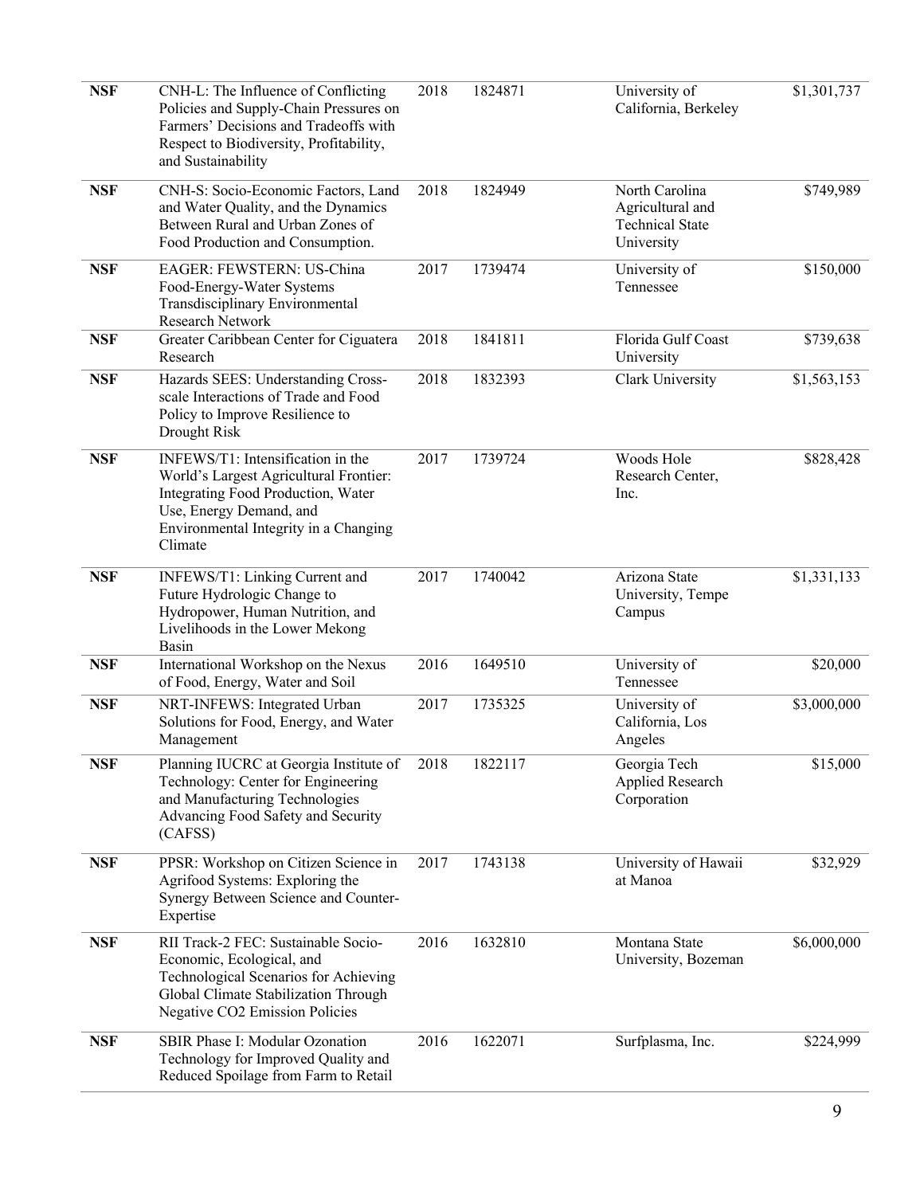| | | | | | |
|---|---|---|---|---|---|
| **NSF** | CNH-L: The Influence of Conflicting Policies and Supply-Chain Pressures on Farmers' Decisions and Tradeoffs with Respect to Biodiversity, Profitability, and Sustainability | 2018 | 1824871 | University of California, Berkeley | $1,301,737 |
| **NSF** | CNH-S: Socio-Economic Factors, Land and Water Quality, and the Dynamics Between Rural and Urban Zones of Food Production and Consumption. | 2018 | 1824949 | North Carolina Agricultural and Technical State University | $749,989 |
| **NSF** | EAGER: FEWSTERN: US-China Food-Energy-Water Systems Transdisciplinary Environmental Research Network | 2017 | 1739474 | University of Tennessee | $150,000 |
| **NSF** | Greater Caribbean Center for Ciguatera Research | 2018 | 1841811 | Florida Gulf Coast University | $739,638 |
| **NSF** | Hazards SEES: Understanding Cross-scale Interactions of Trade and Food Policy to Improve Resilience to Drought Risk | 2018 | 1832393 | Clark University | $1,563,153 |
| **NSF** | INFEWS/T1: Intensification in the World's Largest Agricultural Frontier: Integrating Food Production, Water Use, Energy Demand, and Environmental Integrity in a Changing Climate | 2017 | 1739724 | Woods Hole Research Center, Inc. | $828,428 |
| **NSF** | INFEWS/T1: Linking Current and Future Hydrologic Change to Hydropower, Human Nutrition, and Livelihoods in the Lower Mekong Basin | 2017 | 1740042 | Arizona State University, Tempe Campus | $1,331,133 |
| **NSF** | International Workshop on the Nexus of Food, Energy, Water and Soil | 2016 | 1649510 | University of Tennessee | $20,000 |
| **NSF** | NRT-INFEWS: Integrated Urban Solutions for Food, Energy, and Water Management | 2017 | 1735325 | University of California, Los Angeles | $3,000,000 |
| **NSF** | Planning IUCRC at Georgia Institute of Technology: Center for Engineering and Manufacturing Technologies Advancing Food Safety and Security (CAFSS) | 2018 | 1822117 | Georgia Tech Applied Research Corporation | $15,000 |
| **NSF** | PPSR: Workshop on Citizen Science in Agrifood Systems: Exploring the Synergy Between Science and Counter-Expertise | 2017 | 1743138 | University of Hawaii at Manoa | $32,929 |
| **NSF** | RII Track-2 FEC: Sustainable Socio-Economic, Ecological, and Technological Scenarios for Achieving Global Climate Stabilization Through Negative CO2 Emission Policies | 2016 | 1632810 | Montana State University, Bozeman | $6,000,000 |
| **NSF** | SBIR Phase I: Modular Ozonation Technology for Improved Quality and Reduced Spoilage from Farm to Retail | 2016 | 1622071 | Surfplasma, Inc. | $224,999 |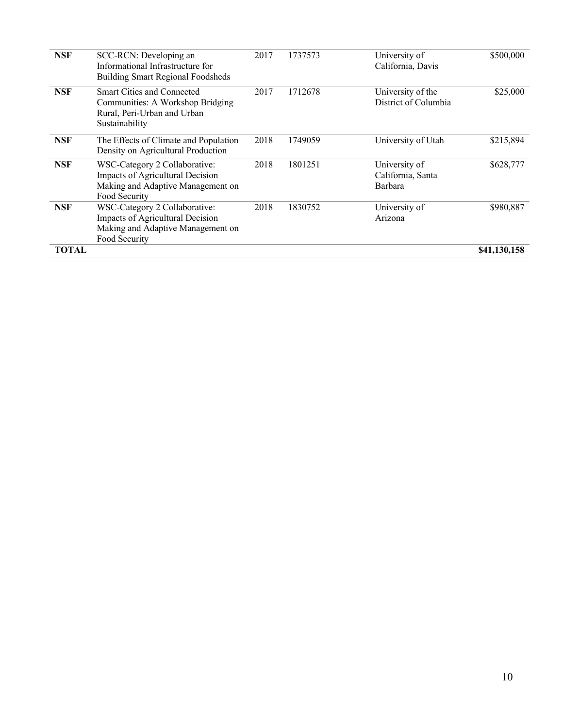| | | | | | |
|---|---|---|---|---|---|
| **NSF** | SCC-RCN: Developing an Informational Infrastructure for Building Smart Regional Foodsheds | 2017 | 1737573 | University of California, Davis | $500,000 |
| **NSF** | Smart Cities and Connected Communities: A Workshop Bridging Rural, Peri-Urban and Urban Sustainability | 2017 | 1712678 | University of the District of Columbia | $25,000 |
| **NSF** | The Effects of Climate and Population Density on Agricultural Production | 2018 | 1749059 | University of Utah | $215,894 |
| **NSF** | WSC-Category 2 Collaborative: Impacts of Agricultural Decision Making and Adaptive Management on Food Security | 2018 | 1801251 | University of California, Santa Barbara | $628,777 |
| **NSF** | WSC-Category 2 Collaborative: Impacts of Agricultural Decision Making and Adaptive Management on Food Security | 2018 | 1830752 | University of Arizona | $980,887 |
| **TOTAL** | | | | | **$41,130,158** |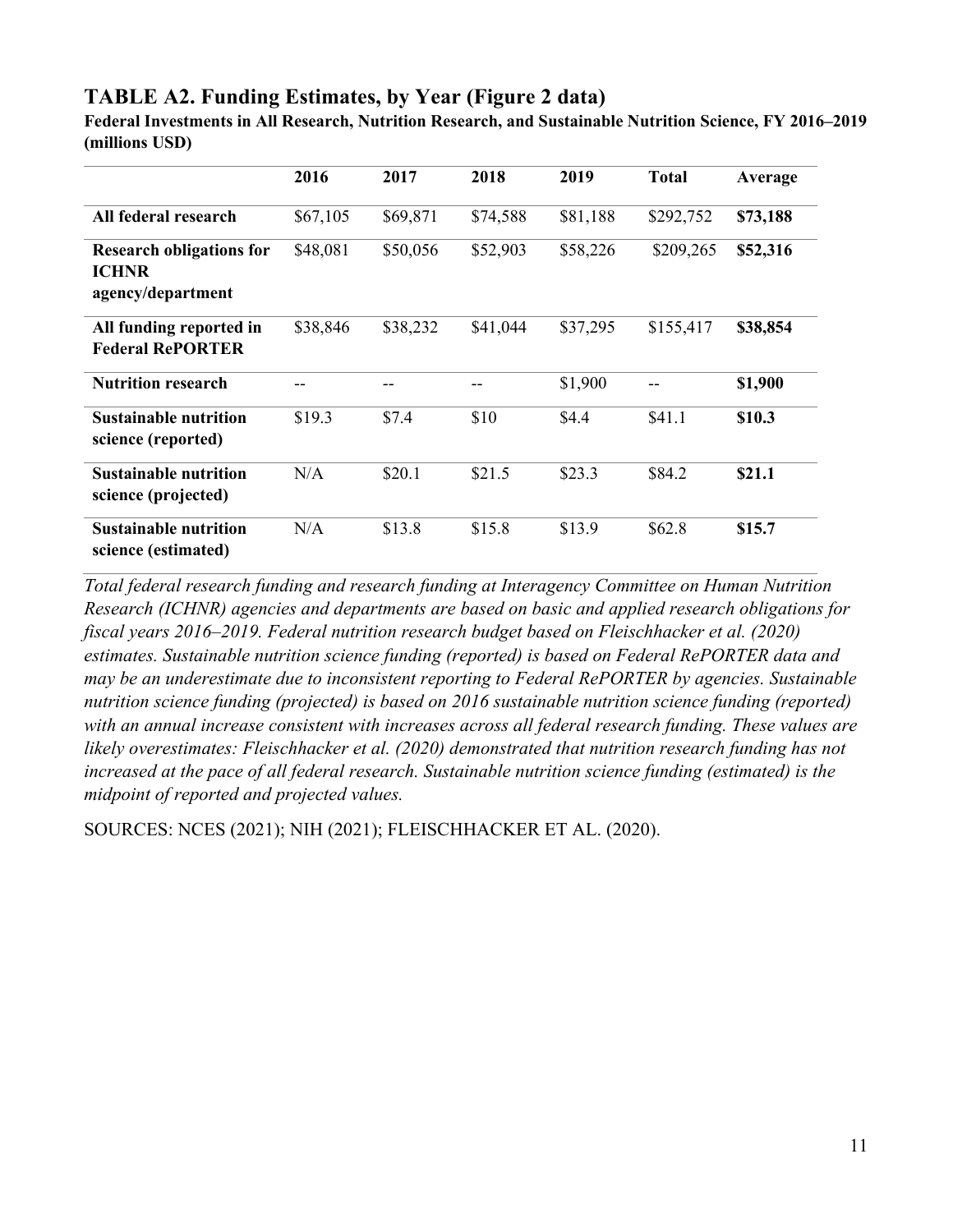## TABLE A2. Funding Estimates, by Year (Figure 2 data)

**Federal Investments in All Research, Nutrition Research, and Sustainable Nutrition Science, FY 2016–2019 (millions USD)**

| | 2016 | 2017 | 2018 | 2019 | Total | Average |
|---|---|---|---|---|---|---|
| **All federal research** | $67,105 | $69,871 | $74,588 | $81,188 | $292,752 | **$73,188** |
| **Research obligations for ICHNR agency/department** | $48,081 | $50,056 | $52,903 | $58,226 | $209,265 | **$52,316** |
| **All funding reported in Federal RePORTER** | $38,846 | $38,232 | $41,044 | $37,295 | $155,417 | **$38,854** |
| **Nutrition research** | -- | -- | -- | $1,900 | -- | **$1,900** |
| **Sustainable nutrition science (reported)** | $19.3 | $7.4 | $10 | $4.4 | $41.1 | **$10.3** |
| **Sustainable nutrition science (projected)** | N/A | $20.1 | $21.5 | $23.3 | $84.2 | **$21.1** |
| **Sustainable nutrition science (estimated)** | N/A | $13.8 | $15.8 | $13.9 | $62.8 | **$15.7** |

*Total federal research funding and research funding at Interagency Committee on Human Nutrition Research (ICHNR) agencies and departments are based on basic and applied research obligations for fiscal years 2016–2019. Federal nutrition research budget based on Fleischhacker et al. (2020) estimates. Sustainable nutrition science funding (reported) is based on Federal RePORTER data and may be an underestimate due to inconsistent reporting to Federal RePORTER by agencies. Sustainable nutrition science funding (projected) is based on 2016 sustainable nutrition science funding (reported) with an annual increase consistent with increases across all federal research funding. These values are likely overestimates: Fleischhacker et al. (2020) demonstrated that nutrition research funding has not increased at the pace of all federal research. Sustainable nutrition science funding (estimated) is the midpoint of reported and projected values.*

SOURCES: NCES (2021); NIH (2021); FLEISCHHACKER ET AL. (2020).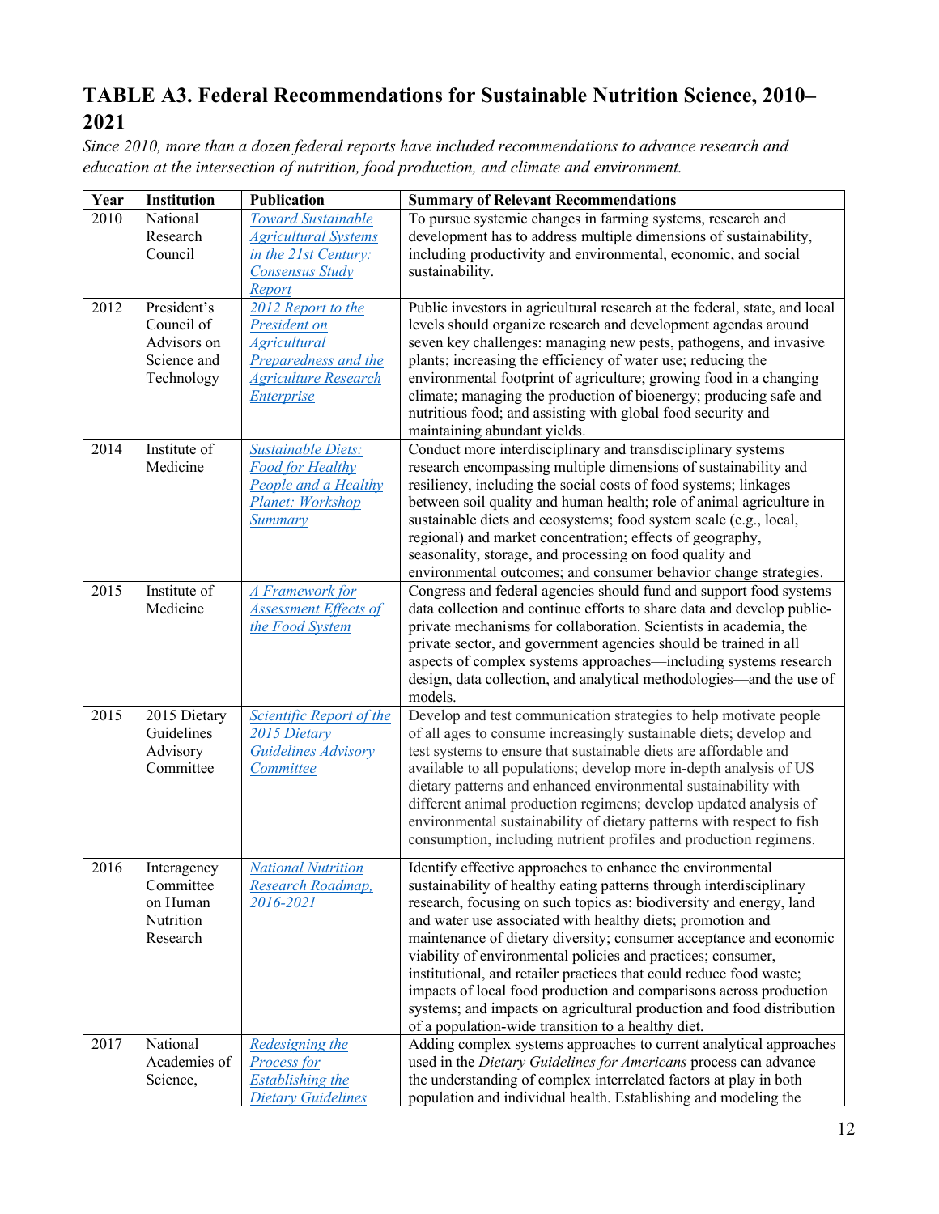# TABLE A3. Federal Recommendations for Sustainable Nutrition Science, 2010–2021

*Since 2010, more than a dozen federal reports have included recommendations to advance research and education at the intersection of nutrition, food production, and climate and environment.*

| Year | Institution | Publication | Summary of Relevant Recommendations |
|---|---|---|---|
| 2010 | National Research Council | *Toward Sustainable Agricultural Systems in the 21st Century: Consensus Study Report* | To pursue systemic changes in farming systems, research and development has to address multiple dimensions of sustainability, including productivity and environmental, economic, and social sustainability. |
| 2012 | President's Council of Advisors on Science and Technology | *2012 Report to the President on Agricultural Preparedness and the Agriculture Research Enterprise* | Public investors in agricultural research at the federal, state, and local levels should organize research and development agendas around seven key challenges: managing new pests, pathogens, and invasive plants; increasing the efficiency of water use; reducing the environmental footprint of agriculture; growing food in a changing climate; managing the production of bioenergy; producing safe and nutritious food; and assisting with global food security and maintaining abundant yields. |
| 2014 | Institute of Medicine | *Sustainable Diets: Food for Healthy People and a Healthy Planet: Workshop Summary* | Conduct more interdisciplinary and transdisciplinary systems research encompassing multiple dimensions of sustainability and resiliency, including the social costs of food systems; linkages between soil quality and human health; role of animal agriculture in sustainable diets and ecosystems; food system scale (e.g., local, regional) and market concentration; effects of geography, seasonality, storage, and processing on food quality and environmental outcomes; and consumer behavior change strategies. |
| 2015 | Institute of Medicine | *A Framework for Assessment Effects of the Food System* | Congress and federal agencies should fund and support food systems data collection and continue efforts to share data and develop public-private mechanisms for collaboration. Scientists in academia, the private sector, and government agencies should be trained in all aspects of complex systems approaches—including systems research design, data collection, and analytical methodologies—and the use of models. |
| 2015 | 2015 Dietary Guidelines Advisory Committee | *Scientific Report of the 2015 Dietary Guidelines Advisory Committee* | Develop and test communication strategies to help motivate people of all ages to consume increasingly sustainable diets; develop and test systems to ensure that sustainable diets are affordable and available to all populations; develop more in-depth analysis of US dietary patterns and enhanced environmental sustainability with different animal production regimens; develop updated analysis of environmental sustainability of dietary patterns with respect to fish consumption, including nutrient profiles and production regimens. |
| 2016 | Interagency Committee on Human Nutrition Research | *National Nutrition Research Roadmap, 2016-2021* | Identify effective approaches to enhance the environmental sustainability of healthy eating patterns through interdisciplinary research, focusing on such topics as: biodiversity and energy, land and water use associated with healthy diets; promotion and maintenance of dietary diversity; consumer acceptance and economic viability of environmental policies and practices; consumer, institutional, and retailer practices that could reduce food waste; impacts of local food production and comparisons across production systems; and impacts on agricultural production and food distribution of a population-wide transition to a healthy diet. |
| 2017 | National Academies of Science, | *Redesigning the Process for Establishing the Dietary Guidelines* | Adding complex systems approaches to current analytical approaches used in the *Dietary Guidelines for Americans* process can advance the understanding of complex interrelated factors at play in both population and individual health. Establishing and modeling the |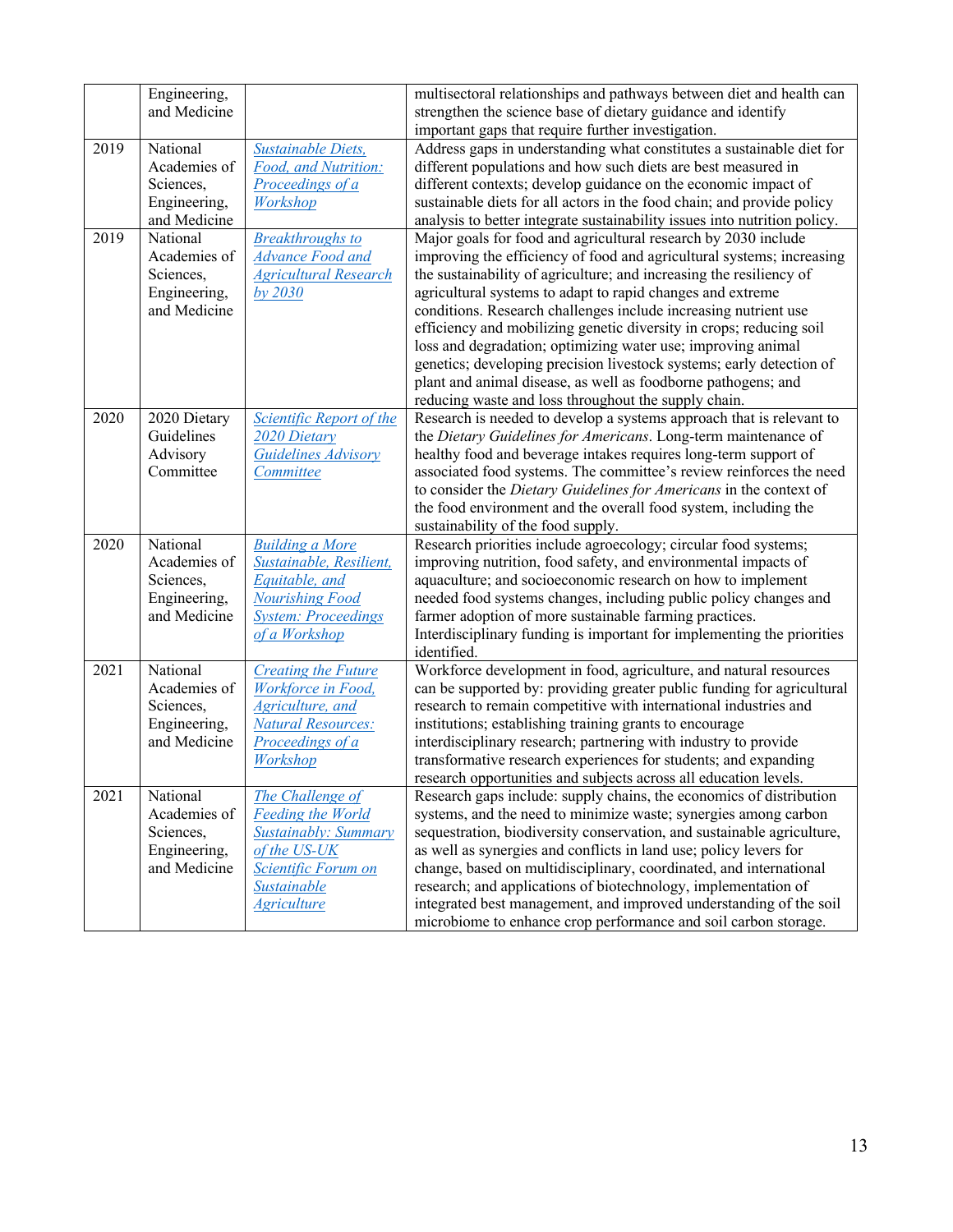| | | | |
|---|---|---|---|
| | Engineering, and Medicine | | multisectoral relationships and pathways between diet and health can strengthen the science base of dietary guidance and identify important gaps that require further investigation. |
| 2019 | National Academies of Sciences, Engineering, and Medicine | *Sustainable Diets, Food, and Nutrition: Proceedings of a Workshop* | Address gaps in understanding what constitutes a sustainable diet for different populations and how such diets are best measured in different contexts; develop guidance on the economic impact of sustainable diets for all actors in the food chain; and provide policy analysis to better integrate sustainability issues into nutrition policy. |
| 2019 | National Academies of Sciences, Engineering, and Medicine | *Breakthroughs to Advance Food and Agricultural Research by 2030* | Major goals for food and agricultural research by 2030 include improving the efficiency of food and agricultural systems; increasing the sustainability of agriculture; and increasing the resiliency of agricultural systems to adapt to rapid changes and extreme conditions. Research challenges include increasing nutrient use efficiency and mobilizing genetic diversity in crops; reducing soil loss and degradation; optimizing water use; improving animal genetics; developing precision livestock systems; early detection of plant and animal disease, as well as foodborne pathogens; and reducing waste and loss throughout the supply chain. |
| 2020 | 2020 Dietary Guidelines Advisory Committee | *Scientific Report of the 2020 Dietary Guidelines Advisory Committee* | Research is needed to develop a systems approach that is relevant to the *Dietary Guidelines for Americans*. Long-term maintenance of healthy food and beverage intakes requires long-term support of associated food systems. The committee's review reinforces the need to consider the *Dietary Guidelines for Americans* in the context of the food environment and the overall food system, including the sustainability of the food supply. |
| 2020 | National Academies of Sciences, Engineering, and Medicine | *Building a More Sustainable, Resilient, Equitable, and Nourishing Food System: Proceedings of a Workshop* | Research priorities include agroecology; circular food systems; improving nutrition, food safety, and environmental impacts of aquaculture; and socioeconomic research on how to implement needed food systems changes, including public policy changes and farmer adoption of more sustainable farming practices. Interdisciplinary funding is important for implementing the priorities identified. |
| 2021 | National Academies of Sciences, Engineering, and Medicine | *Creating the Future Workforce in Food, Agriculture, and Natural Resources: Proceedings of a Workshop* | Workforce development in food, agriculture, and natural resources can be supported by: providing greater public funding for agricultural research to remain competitive with international industries and institutions; establishing training grants to encourage interdisciplinary research; partnering with industry to provide transformative research experiences for students; and expanding research opportunities and subjects across all education levels. |
| 2021 | National Academies of Sciences, Engineering, and Medicine | *The Challenge of Feeding the World Sustainably: Summary of the US-UK Scientific Forum on Sustainable Agriculture* | Research gaps include: supply chains, the economics of distribution systems, and the need to minimize waste; synergies among carbon sequestration, biodiversity conservation, and sustainable agriculture, as well as synergies and conflicts in land use; policy levers for change, based on multidisciplinary, coordinated, and international research; and applications of biotechnology, implementation of integrated best management, and improved understanding of the soil microbiome to enhance crop performance and soil carbon storage. |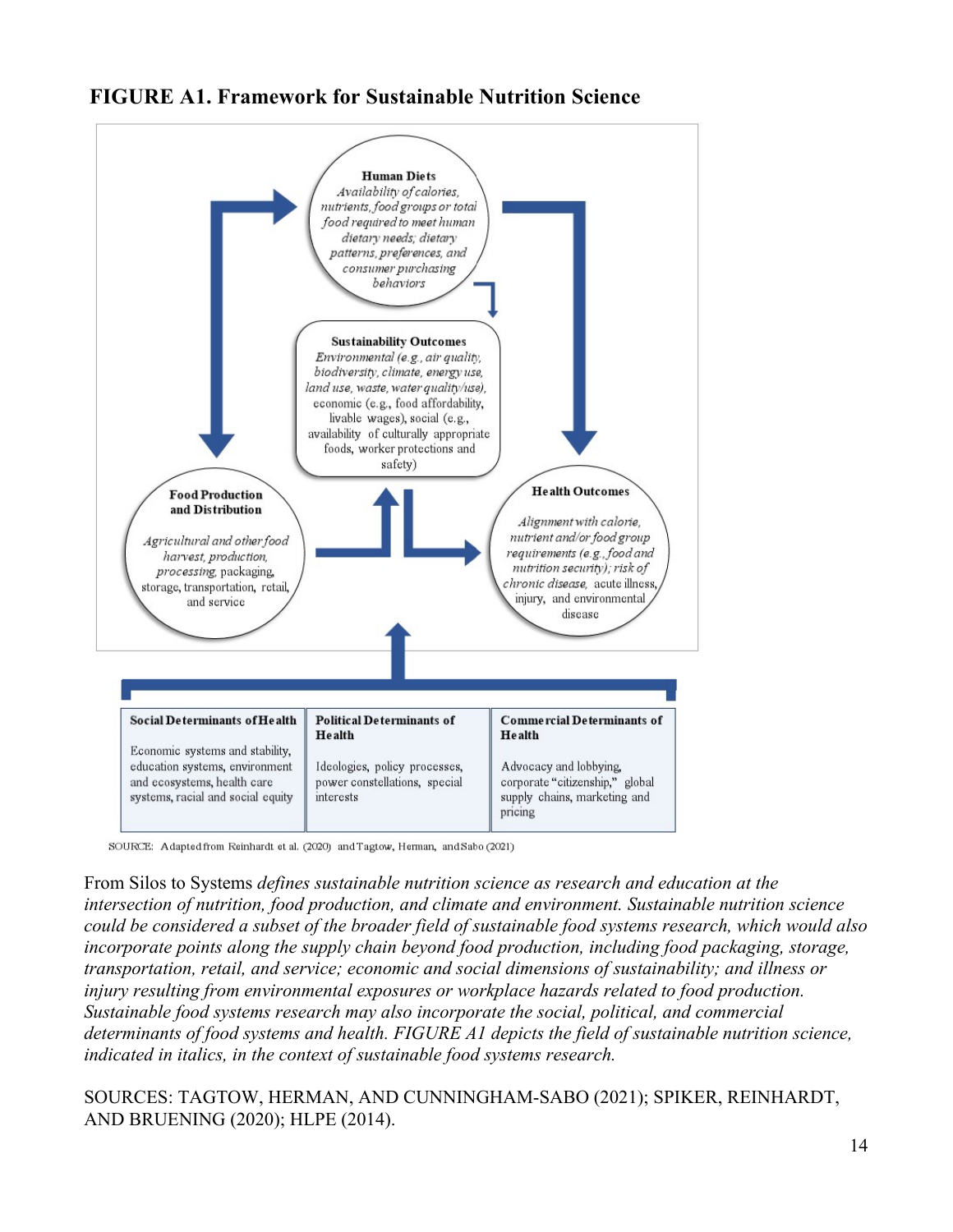**FIGURE A1. Framework for Sustainable Nutrition Science**

**Human Diets**
*Availability of calories, nutrients, food groups or total food required to meet human dietary needs; dietary patterns, preferences, and consumer purchasing behaviors*

**Sustainability Outcomes**
*Environmental (e.g., air quality, biodiversity, climate, energy use, land use, waste, water quality/use),* economic (e.g., food affordability, livable wages), social (e.g., availability of culturally appropriate foods, worker protections and safety)

**Food Production and Distribution**
*Agricultural and other food harvest, production, processing,* packaging, storage, transportation, retail, and service

**Health Outcomes**
*Alignment with calorie, nutrient and/or food group requirements (e.g., food and nutrition security); risk of chronic disease,* acute illness, injury, and environmental disease

| Social Determinants of Health | Political Determinants of Health | Commercial Determinants of Health |
| --- | --- | --- |
| Economic systems and stability, education systems, environment and ecosystems, health care systems, racial and social equity | Ideologies, policy processes, power constellations, special interests | Advocacy and lobbying, corporate "citizenship," global supply chains, marketing and pricing |

SOURCE: Adapted from Reinhardt et al. (2020) and Tagtow, Herman, and Sabo (2021)

From Silos to Systems *defines sustainable nutrition science as research and education at the intersection of nutrition, food production, and climate and environment. Sustainable nutrition science could be considered a subset of the broader field of sustainable food systems research, which would also incorporate points along the supply chain beyond food production, including food packaging, storage, transportation, retail, and service; economic and social dimensions of sustainability; and illness or injury resulting from environmental exposures or workplace hazards related to food production. Sustainable food systems research may also incorporate the social, political, and commercial determinants of food systems and health. FIGURE A1 depicts the field of sustainable nutrition science, indicated in italics, in the context of sustainable food systems research.*

SOURCES: TAGTOW, HERMAN, AND CUNNINGHAM-SABO (2021); SPIKER, REINHARDT, AND BRUENING (2020); HLPE (2014).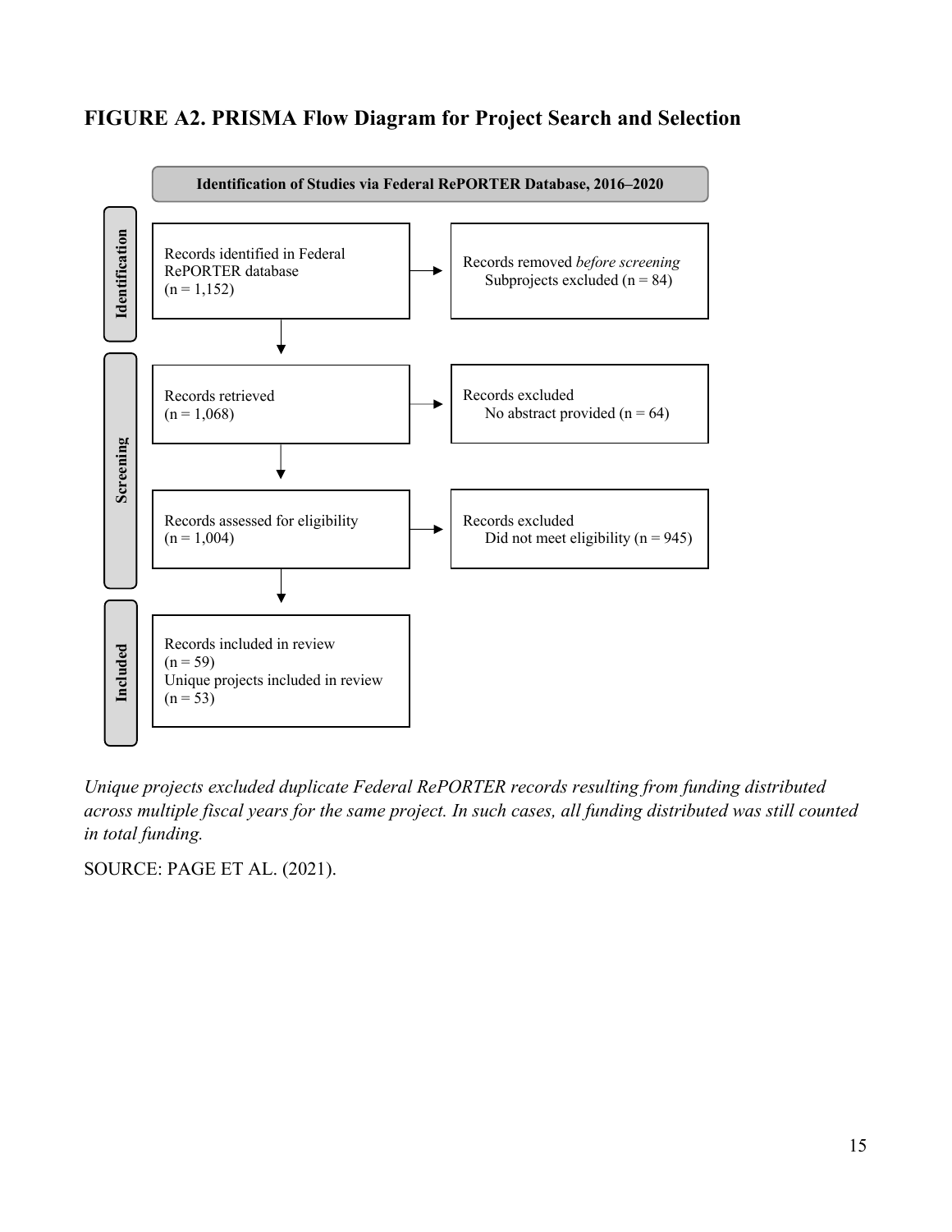## FIGURE A2. PRISMA Flow Diagram for Project Search and Selection

**Identification of Studies via Federal RePORTER Database, 2016–2020**

**Identification**

- Records identified in Federal RePORTER database (n = 1,152)
  - → Records removed *before screening*: Subprojects excluded (n = 84)

**Screening**

- Records retrieved (n = 1,068)
  - → Records excluded: No abstract provided (n = 64)
- Records assessed for eligibility (n = 1,004)
  - → Records excluded: Did not meet eligibility (n = 945)

**Included**

- Records included in review (n = 59)
- Unique projects included in review (n = 53)

*Unique projects excluded duplicate Federal RePORTER records resulting from funding distributed across multiple fiscal years for the same project. In such cases, all funding distributed was still counted in total funding.*

SOURCE: PAGE ET AL. (2021).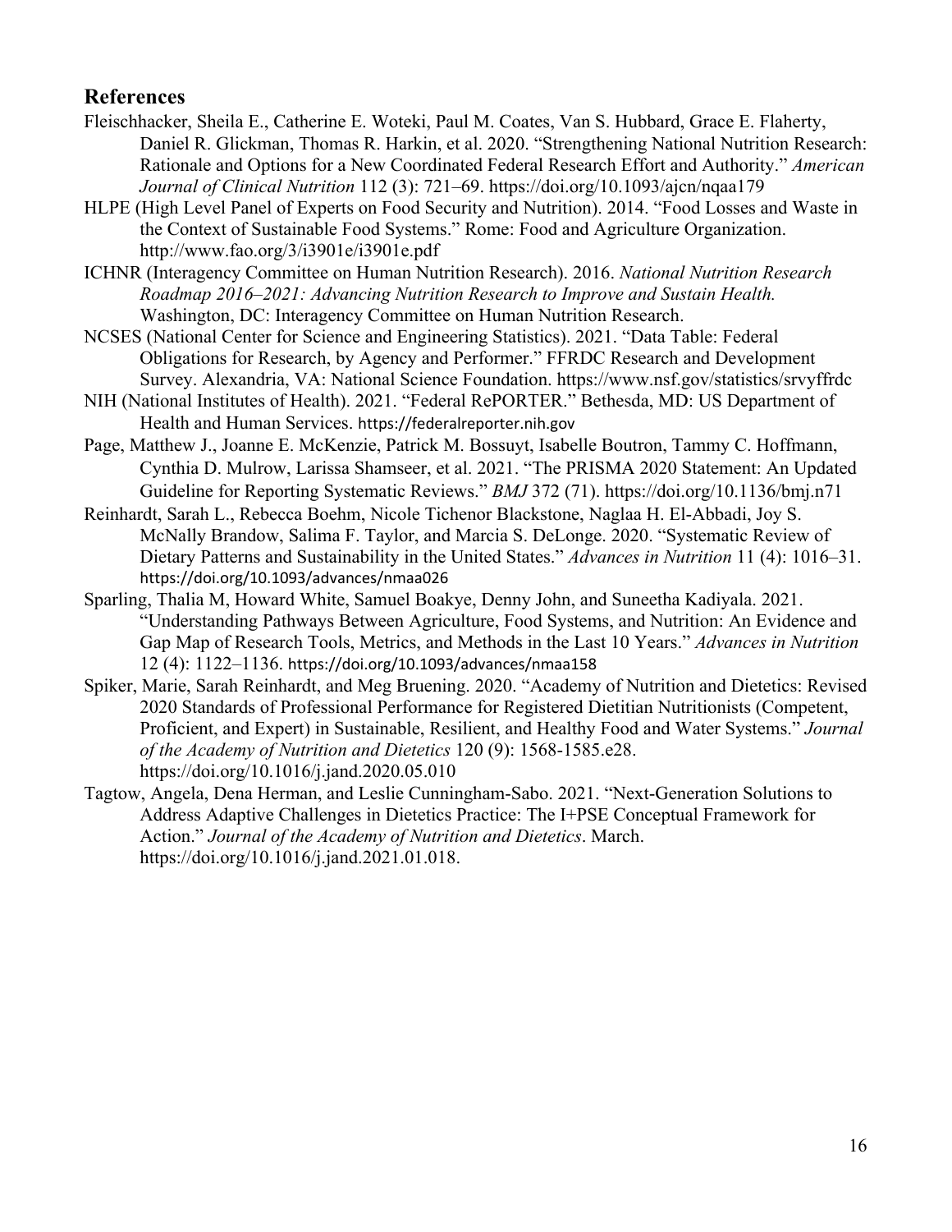## References

Fleischhacker, Sheila E., Catherine E. Woteki, Paul M. Coates, Van S. Hubbard, Grace E. Flaherty, Daniel R. Glickman, Thomas R. Harkin, et al. 2020. "Strengthening National Nutrition Research: Rationale and Options for a New Coordinated Federal Research Effort and Authority." *American Journal of Clinical Nutrition* 112 (3): 721–69. https://doi.org/10.1093/ajcn/nqaa179

HLPE (High Level Panel of Experts on Food Security and Nutrition). 2014. "Food Losses and Waste in the Context of Sustainable Food Systems." Rome: Food and Agriculture Organization. http://www.fao.org/3/i3901e/i3901e.pdf

ICHNR (Interagency Committee on Human Nutrition Research). 2016. *National Nutrition Research Roadmap 2016–2021: Advancing Nutrition Research to Improve and Sustain Health.* Washington, DC: Interagency Committee on Human Nutrition Research.

NCSES (National Center for Science and Engineering Statistics). 2021. "Data Table: Federal Obligations for Research, by Agency and Performer." FFRDC Research and Development Survey. Alexandria, VA: National Science Foundation. https://www.nsf.gov/statistics/srvyffrdc

NIH (National Institutes of Health). 2021. "Federal RePORTER." Bethesda, MD: US Department of Health and Human Services. https://federalreporter.nih.gov

Page, Matthew J., Joanne E. McKenzie, Patrick M. Bossuyt, Isabelle Boutron, Tammy C. Hoffmann, Cynthia D. Mulrow, Larissa Shamseer, et al. 2021. "The PRISMA 2020 Statement: An Updated Guideline for Reporting Systematic Reviews." *BMJ* 372 (71). https://doi.org/10.1136/bmj.n71

Reinhardt, Sarah L., Rebecca Boehm, Nicole Tichenor Blackstone, Naglaa H. El-Abbadi, Joy S. McNally Brandow, Salima F. Taylor, and Marcia S. DeLonge. 2020. "Systematic Review of Dietary Patterns and Sustainability in the United States." *Advances in Nutrition* 11 (4): 1016–31. https://doi.org/10.1093/advances/nmaa026

Sparling, Thalia M, Howard White, Samuel Boakye, Denny John, and Suneetha Kadiyala. 2021. "Understanding Pathways Between Agriculture, Food Systems, and Nutrition: An Evidence and Gap Map of Research Tools, Metrics, and Methods in the Last 10 Years." *Advances in Nutrition* 12 (4): 1122–1136. https://doi.org/10.1093/advances/nmaa158

Spiker, Marie, Sarah Reinhardt, and Meg Bruening. 2020. "Academy of Nutrition and Dietetics: Revised 2020 Standards of Professional Performance for Registered Dietitian Nutritionists (Competent, Proficient, and Expert) in Sustainable, Resilient, and Healthy Food and Water Systems." *Journal of the Academy of Nutrition and Dietetics* 120 (9): 1568-1585.e28. https://doi.org/10.1016/j.jand.2020.05.010

Tagtow, Angela, Dena Herman, and Leslie Cunningham-Sabo. 2021. "Next-Generation Solutions to Address Adaptive Challenges in Dietetics Practice: The I+PSE Conceptual Framework for Action." *Journal of the Academy of Nutrition and Dietetics*. March. https://doi.org/10.1016/j.jand.2021.01.018.